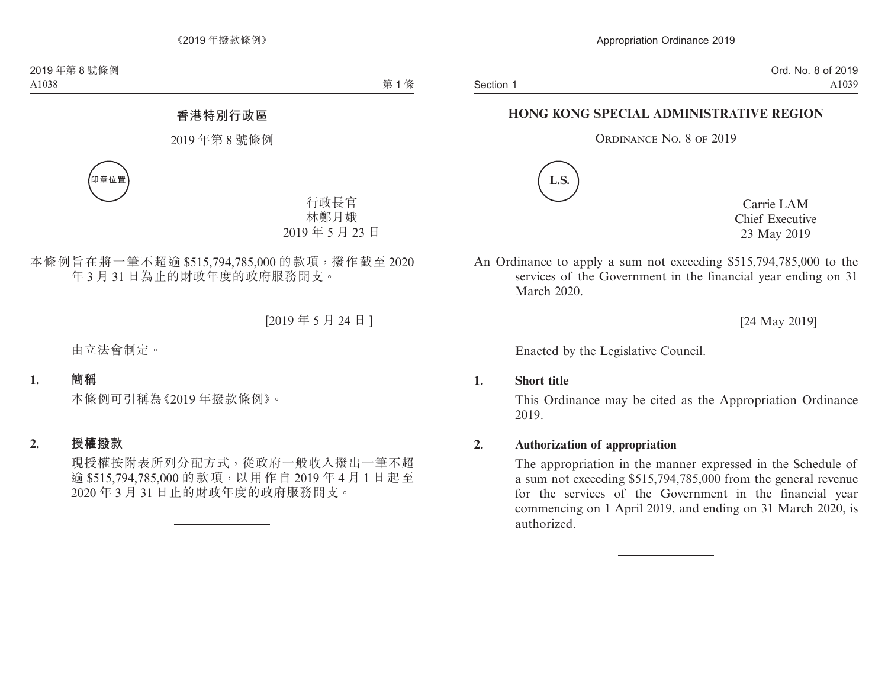# 香港特別行政區

## 2019 年第 8 號條例

印章位置

行政長官
林鄭月娥
2019 年 5 月 23 日

本條例旨在將一筆不超逾 $515,794,785,000 的款項，撥作截至 2020 年 3 月 31 日為止的財政年度的政府服務開支。

[2019 年 5 月 24 日]

由立法會制定。

**1. 簡稱**

本條例可引稱為《2019 年撥款條例》。

**2. 授權撥款**

現授權按附表所列分配方式，從政府一般收入撥出一筆不超逾 $515,794,785,000 的款項，以用作自 2019 年 4 月 1 日起至 2020 年 3 月 31 日止的財政年度的政府服務開支。

---

# HONG KONG SPECIAL ADMINISTRATIVE REGION

## ORDINANCE NO. 8 OF 2019

L.S.

Carrie LAM
Chief Executive
23 May 2019

An Ordinance to apply a sum not exceeding $515,794,785,000 to the services of the Government in the financial year ending on 31 March 2020.

[24 May 2019]

Enacted by the Legislative Council.

**1. Short title**

This Ordinance may be cited as the Appropriation Ordinance 2019.

**2. Authorization of appropriation**

The appropriation in the manner expressed in the Schedule of a sum not exceeding $515,794,785,000 from the general revenue for the services of the Government in the financial year commencing on 1 April 2019, and ending on 31 March 2020, is authorized.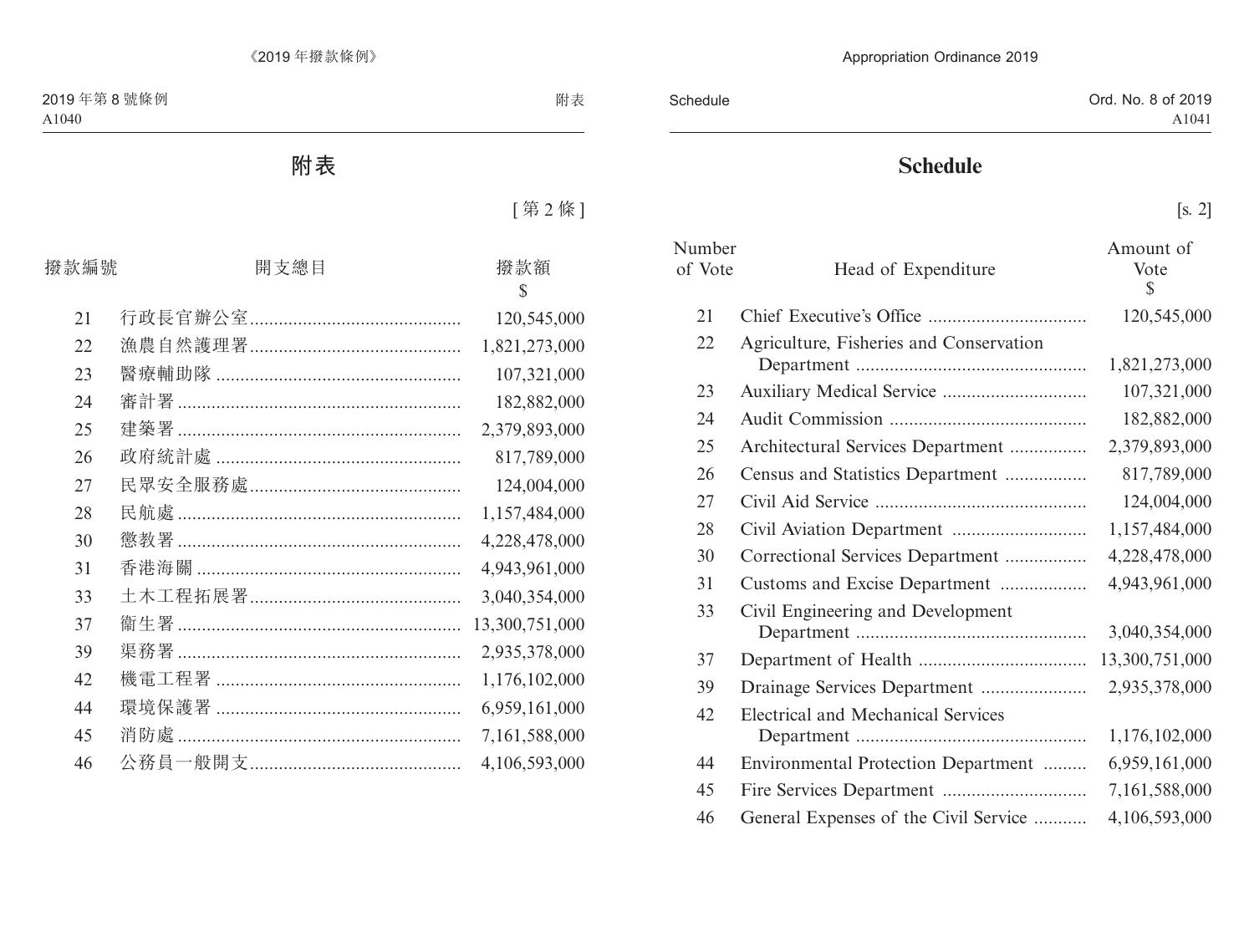# 附表

[第 2 條]

| 撥款編號 | 開支總目 | 撥款額 $ |
|---|---|---|
| 21 | 行政長官辦公室 | 120,545,000 |
| 22 | 漁農自然護理署 | 1,821,273,000 |
| 23 | 醫療輔助隊 | 107,321,000 |
| 24 | 審計署 | 182,882,000 |
| 25 | 建築署 | 2,379,893,000 |
| 26 | 政府統計處 | 817,789,000 |
| 27 | 民眾安全服務處 | 124,004,000 |
| 28 | 民航處 | 1,157,484,000 |
| 30 | 懲教署 | 4,228,478,000 |
| 31 | 香港海關 | 4,943,961,000 |
| 33 | 土木工程拓展署 | 3,040,354,000 |
| 37 | 衞生署 | 13,300,751,000 |
| 39 | 渠務署 | 2,935,378,000 |
| 42 | 機電工程署 | 1,176,102,000 |
| 44 | 環境保護署 | 6,959,161,000 |
| 45 | 消防處 | 7,161,588,000 |
| 46 | 公務員一般開支 | 4,106,593,000 |

# Schedule

[s. 2]

| Number of Vote | Head of Expenditure | Amount of Vote $ |
|---|---|---|
| 21 | Chief Executive's Office | 120,545,000 |
| 22 | Agriculture, Fisheries and Conservation Department | 1,821,273,000 |
| 23 | Auxiliary Medical Service | 107,321,000 |
| 24 | Audit Commission | 182,882,000 |
| 25 | Architectural Services Department | 2,379,893,000 |
| 26 | Census and Statistics Department | 817,789,000 |
| 27 | Civil Aid Service | 124,004,000 |
| 28 | Civil Aviation Department | 1,157,484,000 |
| 30 | Correctional Services Department | 4,228,478,000 |
| 31 | Customs and Excise Department | 4,943,961,000 |
| 33 | Civil Engineering and Development Department | 3,040,354,000 |
| 37 | Department of Health | 13,300,751,000 |
| 39 | Drainage Services Department | 2,935,378,000 |
| 42 | Electrical and Mechanical Services Department | 1,176,102,000 |
| 44 | Environmental Protection Department | 6,959,161,000 |
| 45 | Fire Services Department | 7,161,588,000 |
| 46 | General Expenses of the Civil Service | 4,106,593,000 |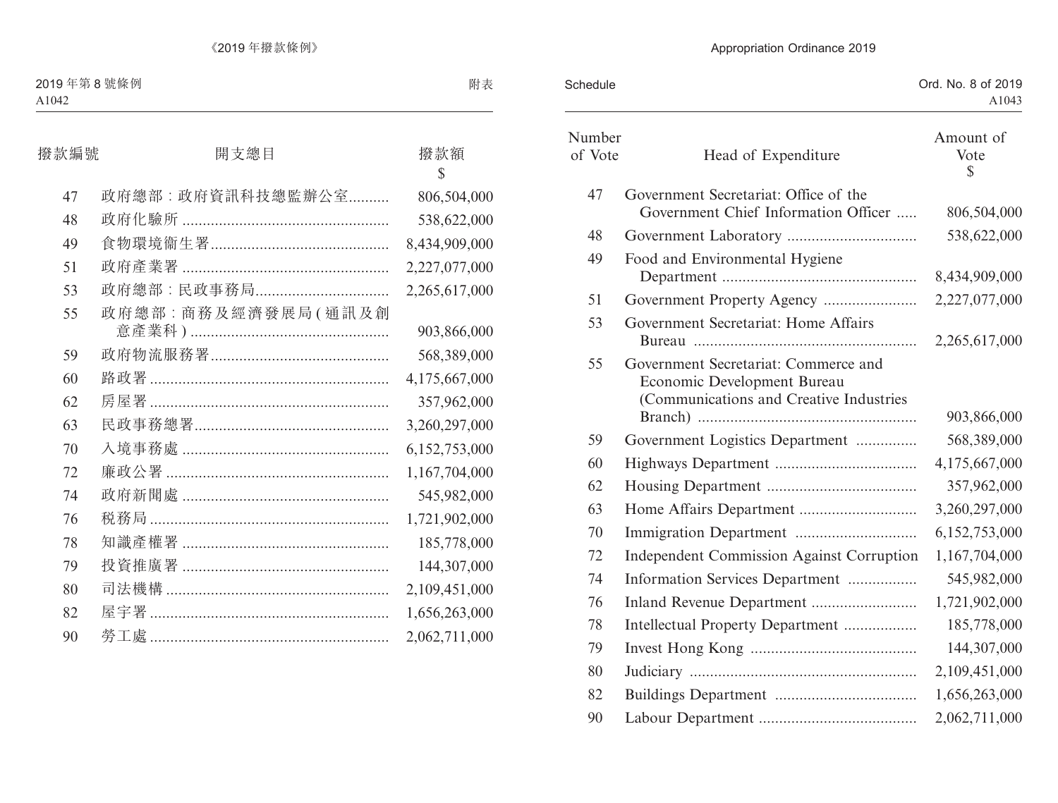| 撥款編號 | 開支總目 | 撥款額 $ |
|---|---|---|
| 47 | 政府總部：政府資訊科技總監辦公室 | 806,504,000 |
| 48 | 政府化驗所 | 538,622,000 |
| 49 | 食物環境衞生署 | 8,434,909,000 |
| 51 | 政府產業署 | 2,227,077,000 |
| 53 | 政府總部：民政事務局 | 2,265,617,000 |
| 55 | 政府總部：商務及經濟發展局(通訊及創意產業科) | 903,866,000 |
| 59 | 政府物流服務署 | 568,389,000 |
| 60 | 路政署 | 4,175,667,000 |
| 62 | 房屋署 | 357,962,000 |
| 63 | 民政事務總署 | 3,260,297,000 |
| 70 | 入境事務處 | 6,152,753,000 |
| 72 | 廉政公署 | 1,167,704,000 |
| 74 | 政府新聞處 | 545,982,000 |
| 76 | 税務局 | 1,721,902,000 |
| 78 | 知識產權署 | 185,778,000 |
| 79 | 投資推廣署 | 144,307,000 |
| 80 | 司法機構 | 2,109,451,000 |
| 82 | 屋宇署 | 1,656,263,000 |
| 90 | 勞工處 | 2,062,711,000 |

| Number of Vote | Head of Expenditure | Amount of Vote $ |
|---|---|---|
| 47 | Government Secretariat: Office of the Government Chief Information Officer | 806,504,000 |
| 48 | Government Laboratory | 538,622,000 |
| 49 | Food and Environmental Hygiene Department | 8,434,909,000 |
| 51 | Government Property Agency | 2,227,077,000 |
| 53 | Government Secretariat: Home Affairs Bureau | 2,265,617,000 |
| 55 | Government Secretariat: Commerce and Economic Development Bureau (Communications and Creative Industries Branch) | 903,866,000 |
| 59 | Government Logistics Department | 568,389,000 |
| 60 | Highways Department | 4,175,667,000 |
| 62 | Housing Department | 357,962,000 |
| 63 | Home Affairs Department | 3,260,297,000 |
| 70 | Immigration Department | 6,152,753,000 |
| 72 | Independent Commission Against Corruption | 1,167,704,000 |
| 74 | Information Services Department | 545,982,000 |
| 76 | Inland Revenue Department | 1,721,902,000 |
| 78 | Intellectual Property Department | 185,778,000 |
| 79 | Invest Hong Kong | 144,307,000 |
| 80 | Judiciary | 2,109,451,000 |
| 82 | Buildings Department | 1,656,263,000 |
| 90 | Labour Department | 2,062,711,000 |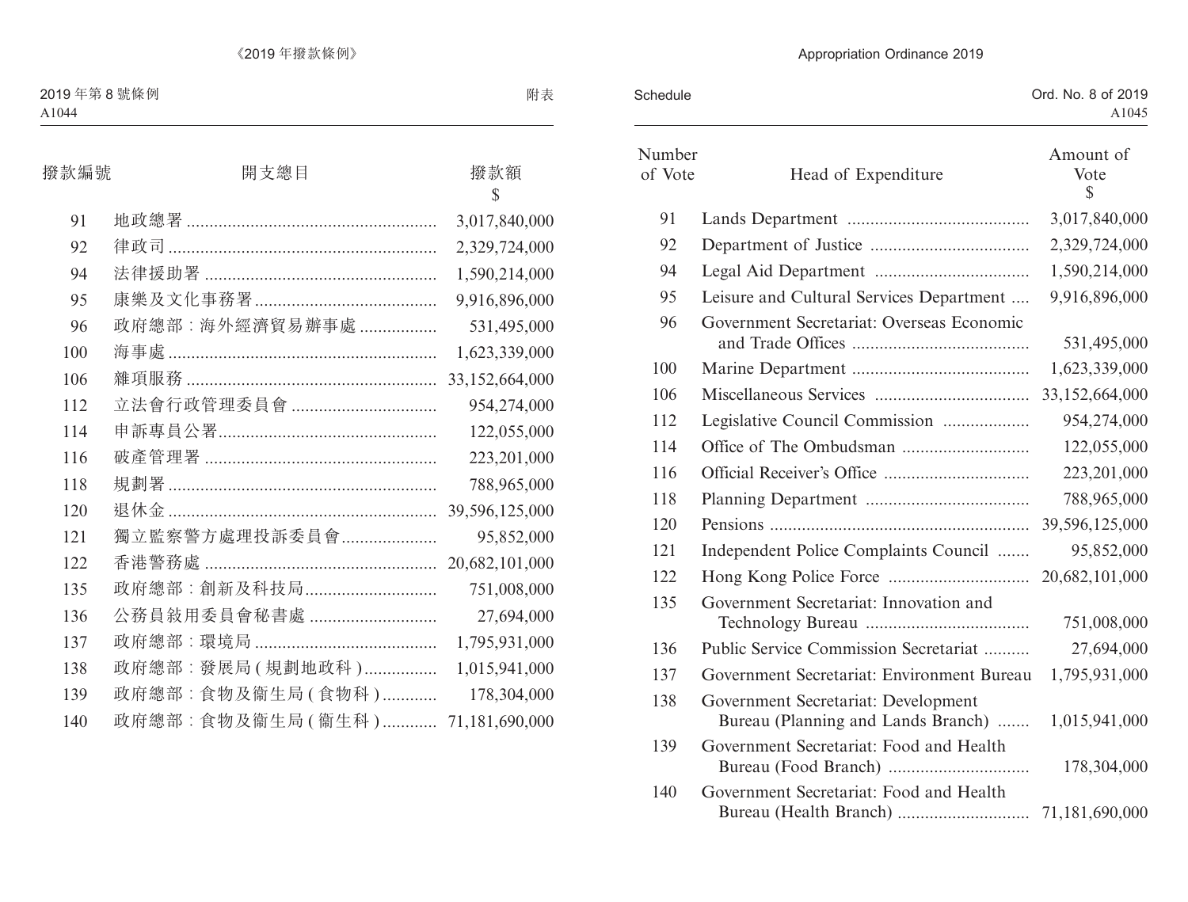| 撥款編號 | 開支總目 | 撥款額 $ |
|---|---|---|
| 91 | 地政總署 | 3,017,840,000 |
| 92 | 律政司 | 2,329,724,000 |
| 94 | 法律援助署 | 1,590,214,000 |
| 95 | 康樂及文化事務署 | 9,916,896,000 |
| 96 | 政府總部：海外經濟貿易辦事處 | 531,495,000 |
| 100 | 海事處 | 1,623,339,000 |
| 106 | 雜項服務 | 33,152,664,000 |
| 112 | 立法會行政管理委員會 | 954,274,000 |
| 114 | 申訴專員公署 | 122,055,000 |
| 116 | 破產管理署 | 223,201,000 |
| 118 | 規劃署 | 788,965,000 |
| 120 | 退休金 | 39,596,125,000 |
| 121 | 獨立監察警方處理投訴委員會 | 95,852,000 |
| 122 | 香港警務處 | 20,682,101,000 |
| 135 | 政府總部：創新及科技局 | 751,008,000 |
| 136 | 公務員敍用委員會秘書處 | 27,694,000 |
| 137 | 政府總部：環境局 | 1,795,931,000 |
| 138 | 政府總部：發展局 (規劃地政科) | 1,015,941,000 |
| 139 | 政府總部：食物及衞生局 (食物科) | 178,304,000 |
| 140 | 政府總部：食物及衞生局 (衞生科) | 71,181,690,000 |

| Number of Vote | Head of Expenditure | Amount of Vote $ |
|---|---|---|
| 91 | Lands Department | 3,017,840,000 |
| 92 | Department of Justice | 2,329,724,000 |
| 94 | Legal Aid Department | 1,590,214,000 |
| 95 | Leisure and Cultural Services Department | 9,916,896,000 |
| 96 | Government Secretariat: Overseas Economic and Trade Offices | 531,495,000 |
| 100 | Marine Department | 1,623,339,000 |
| 106 | Miscellaneous Services | 33,152,664,000 |
| 112 | Legislative Council Commission | 954,274,000 |
| 114 | Office of The Ombudsman | 122,055,000 |
| 116 | Official Receiver's Office | 223,201,000 |
| 118 | Planning Department | 788,965,000 |
| 120 | Pensions | 39,596,125,000 |
| 121 | Independent Police Complaints Council | 95,852,000 |
| 122 | Hong Kong Police Force | 20,682,101,000 |
| 135 | Government Secretariat: Innovation and Technology Bureau | 751,008,000 |
| 136 | Public Service Commission Secretariat | 27,694,000 |
| 137 | Government Secretariat: Environment Bureau | 1,795,931,000 |
| 138 | Government Secretariat: Development Bureau (Planning and Lands Branch) | 1,015,941,000 |
| 139 | Government Secretariat: Food and Health Bureau (Food Branch) | 178,304,000 |
| 140 | Government Secretariat: Food and Health Bureau (Health Branch) | 71,181,690,000 |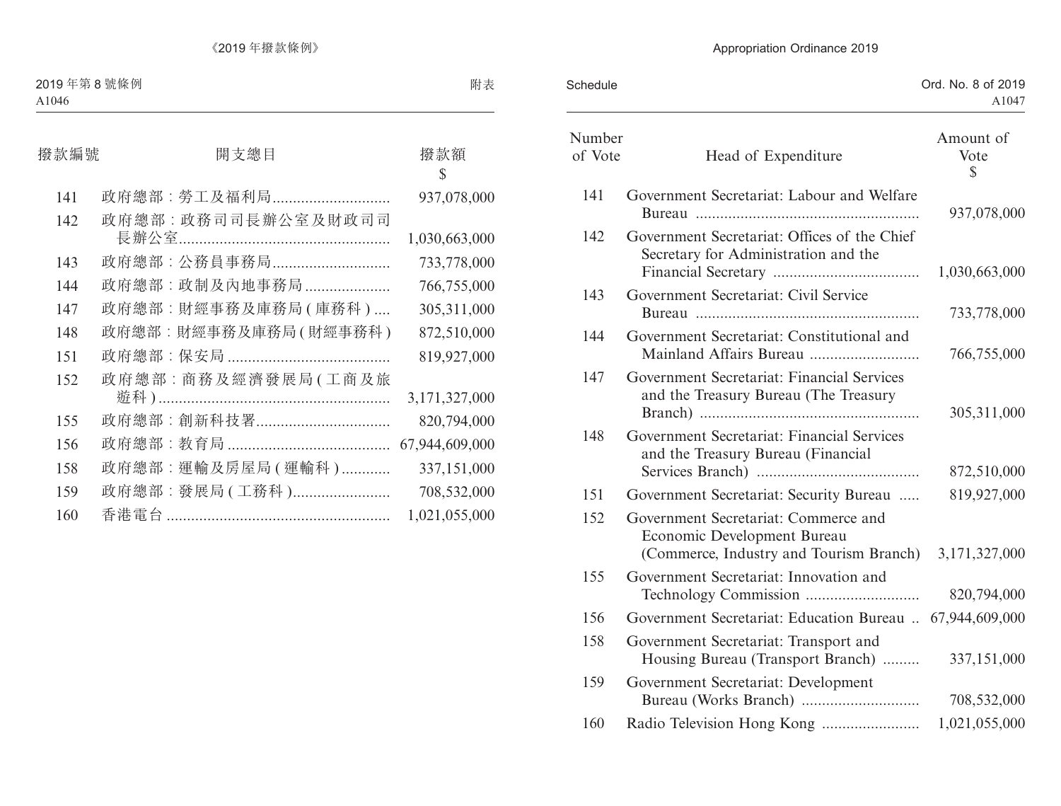| 撥款編號 | 開支總目 | 撥款額 $ |
|---|---|---|
| 141 | 政府總部：勞工及福利局 | 937,078,000 |
| 142 | 政府總部：政務司司長辦公室及財政司司長辦公室 | 1,030,663,000 |
| 143 | 政府總部：公務員事務局 | 733,778,000 |
| 144 | 政府總部：政制及內地事務局 | 766,755,000 |
| 147 | 政府總部：財經事務及庫務局 (庫務科) | 305,311,000 |
| 148 | 政府總部：財經事務及庫務局 (財經事務科) | 872,510,000 |
| 151 | 政府總部：保安局 | 819,927,000 |
| 152 | 政府總部：商務及經濟發展局 (工商及旅遊科) | 3,171,327,000 |
| 155 | 政府總部：創新科技署 | 820,794,000 |
| 156 | 政府總部：教育局 | 67,944,609,000 |
| 158 | 政府總部：運輸及房屋局 (運輸科) | 337,151,000 |
| 159 | 政府總部：發展局 (工務科) | 708,532,000 |
| 160 | 香港電台 | 1,021,055,000 |

| Number of Vote | Head of Expenditure | Amount of Vote $ |
|---|---|---|
| 141 | Government Secretariat: Labour and Welfare Bureau | 937,078,000 |
| 142 | Government Secretariat: Offices of the Chief Secretary for Administration and the Financial Secretary | 1,030,663,000 |
| 143 | Government Secretariat: Civil Service Bureau | 733,778,000 |
| 144 | Government Secretariat: Constitutional and Mainland Affairs Bureau | 766,755,000 |
| 147 | Government Secretariat: Financial Services and the Treasury Bureau (The Treasury Branch) | 305,311,000 |
| 148 | Government Secretariat: Financial Services and the Treasury Bureau (Financial Services Branch) | 872,510,000 |
| 151 | Government Secretariat: Security Bureau | 819,927,000 |
| 152 | Government Secretariat: Commerce and Economic Development Bureau (Commerce, Industry and Tourism Branch) | 3,171,327,000 |
| 155 | Government Secretariat: Innovation and Technology Commission | 820,794,000 |
| 156 | Government Secretariat: Education Bureau | 67,944,609,000 |
| 158 | Government Secretariat: Transport and Housing Bureau (Transport Branch) | 337,151,000 |
| 159 | Government Secretariat: Development Bureau (Works Branch) | 708,532,000 |
| 160 | Radio Television Hong Kong | 1,021,055,000 |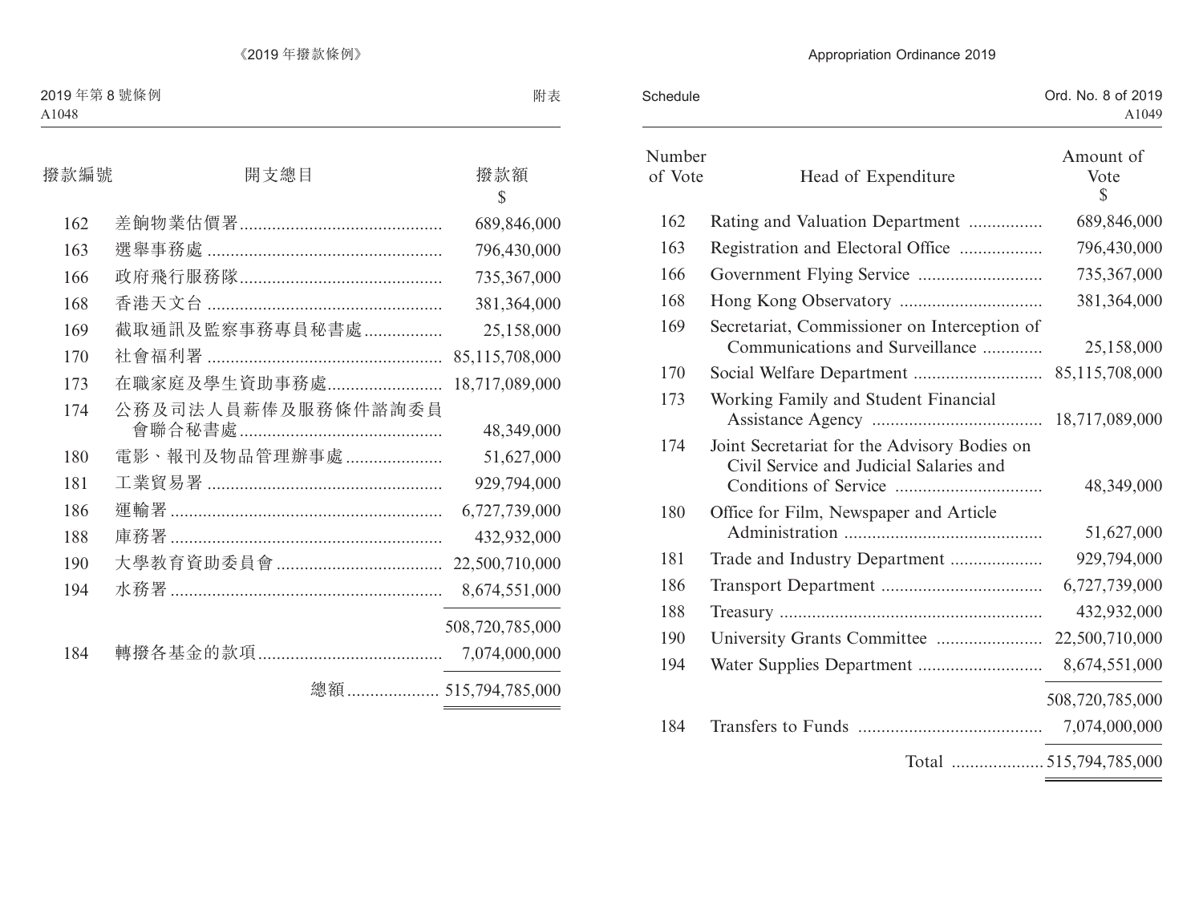| 撥款編號 | 開支總目 | 撥款額 $ |
|---|---|---|
| 162 | 差餉物業估價署 | 689,846,000 |
| 163 | 選舉事務處 | 796,430,000 |
| 166 | 政府飛行服務隊 | 735,367,000 |
| 168 | 香港天文台 | 381,364,000 |
| 169 | 截取通訊及監察事務專員秘書處 | 25,158,000 |
| 170 | 社會福利署 | 85,115,708,000 |
| 173 | 在職家庭及學生資助事務處 | 18,717,089,000 |
| 174 | 公務及司法人員薪俸及服務條件諮詢委員會聯合秘書處 | 48,349,000 |
| 180 | 電影、報刊及物品管理辦事處 | 51,627,000 |
| 181 | 工業貿易署 | 929,794,000 |
| 186 | 運輸署 | 6,727,739,000 |
| 188 | 庫務署 | 432,932,000 |
| 190 | 大學教育資助委員會 | 22,500,710,000 |
| 194 | 水務署 | 8,674,551,000 |
| | | 508,720,785,000 |
| 184 | 轉撥各基金的款項 | 7,074,000,000 |
| | 總額 | 515,794,785,000 |

Schedule

| Number of Vote | Head of Expenditure | Amount of Vote $ |
|---|---|---|
| 162 | Rating and Valuation Department | 689,846,000 |
| 163 | Registration and Electoral Office | 796,430,000 |
| 166 | Government Flying Service | 735,367,000 |
| 168 | Hong Kong Observatory | 381,364,000 |
| 169 | Secretariat, Commissioner on Interception of Communications and Surveillance | 25,158,000 |
| 170 | Social Welfare Department | 85,115,708,000 |
| 173 | Working Family and Student Financial Assistance Agency | 18,717,089,000 |
| 174 | Joint Secretariat for the Advisory Bodies on Civil Service and Judicial Salaries and Conditions of Service | 48,349,000 |
| 180 | Office for Film, Newspaper and Article Administration | 51,627,000 |
| 181 | Trade and Industry Department | 929,794,000 |
| 186 | Transport Department | 6,727,739,000 |
| 188 | Treasury | 432,932,000 |
| 190 | University Grants Committee | 22,500,710,000 |
| 194 | Water Supplies Department | 8,674,551,000 |
| | | 508,720,785,000 |
| 184 | Transfers to Funds | 7,074,000,000 |
| | Total | 515,794,785,000 |